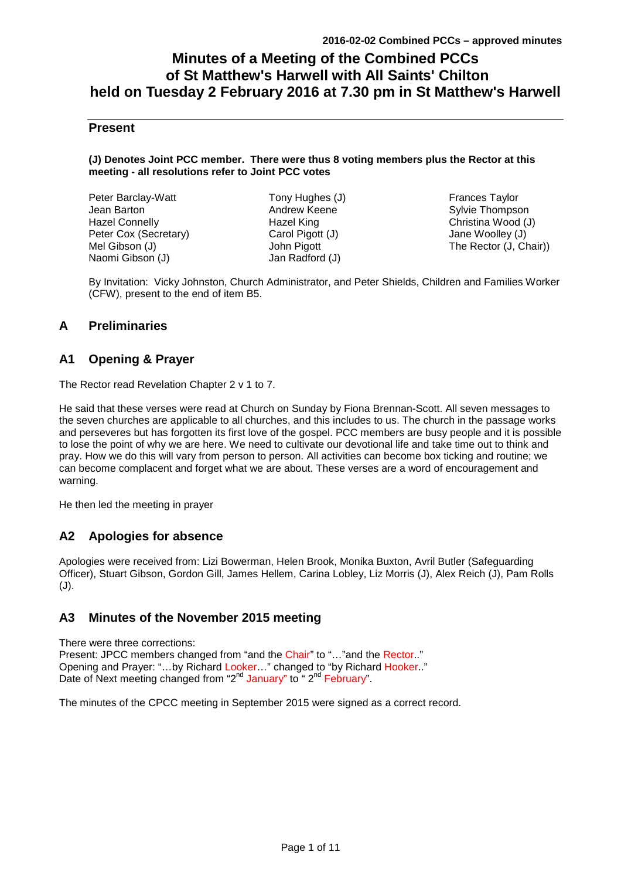**2016-02-02 Combined PCCs – approved minutes**

# Minutes of a Meeting of the Combined PCCs of St Matthew's Harwell with All Saints' Chilton held on Tuesday 2 February 2016 at 7.30 pm in St Matthew's Harwell

## Present

**(J) Denotes Joint PCC member. There were thus 8 voting members plus the Rector at this meeting - all resolutions refer to Joint PCC votes**

Peter Barclay-Watt
Jean Barton
Hazel Connelly
Peter Cox (Secretary)
Mel Gibson (J)
Naomi Gibson (J)
Tony Hughes (J)
Andrew Keene
Hazel King
Carol Pigott (J)
John Pigott
Jan Radford (J)
Frances Taylor
Sylvie Thompson
Christina Wood (J)
Jane Woolley (J)
The Rector (J, Chair))

By Invitation: Vicky Johnston, Church Administrator, and Peter Shields, Children and Families Worker (CFW), present to the end of item B5.

## A Preliminaries

## A1 Opening & Prayer

The Rector read Revelation Chapter 2 v 1 to 7.

He said that these verses were read at Church on Sunday by Fiona Brennan-Scott. All seven messages to the seven churches are applicable to all churches, and this includes to us. The church in the passage works and perseveres but has forgotten its first love of the gospel. PCC members are busy people and it is possible to lose the point of why we are here. We need to cultivate our devotional life and take time out to think and pray. How we do this will vary from person to person. All activities can become box ticking and routine; we can become complacent and forget what we are about. These verses are a word of encouragement and warning.

He then led the meeting in prayer

## A2 Apologies for absence

Apologies were received from: Lizi Bowerman, Helen Brook, Monika Buxton, Avril Butler (Safeguarding Officer), Stuart Gibson, Gordon Gill, James Hellem, Carina Lobley, Liz Morris (J), Alex Reich (J), Pam Rolls (J).

## A3 Minutes of the November 2015 meeting

There were three corrections:
Present: JPCC members changed from "and the Chair" to "…"and the Rector.."
Opening and Prayer: "…by Richard Looker…" changed to "by Richard Hooker.."
Date of Next meeting changed from "2nd January" to " 2nd February".

The minutes of the CPCC meeting in September 2015 were signed as a correct record.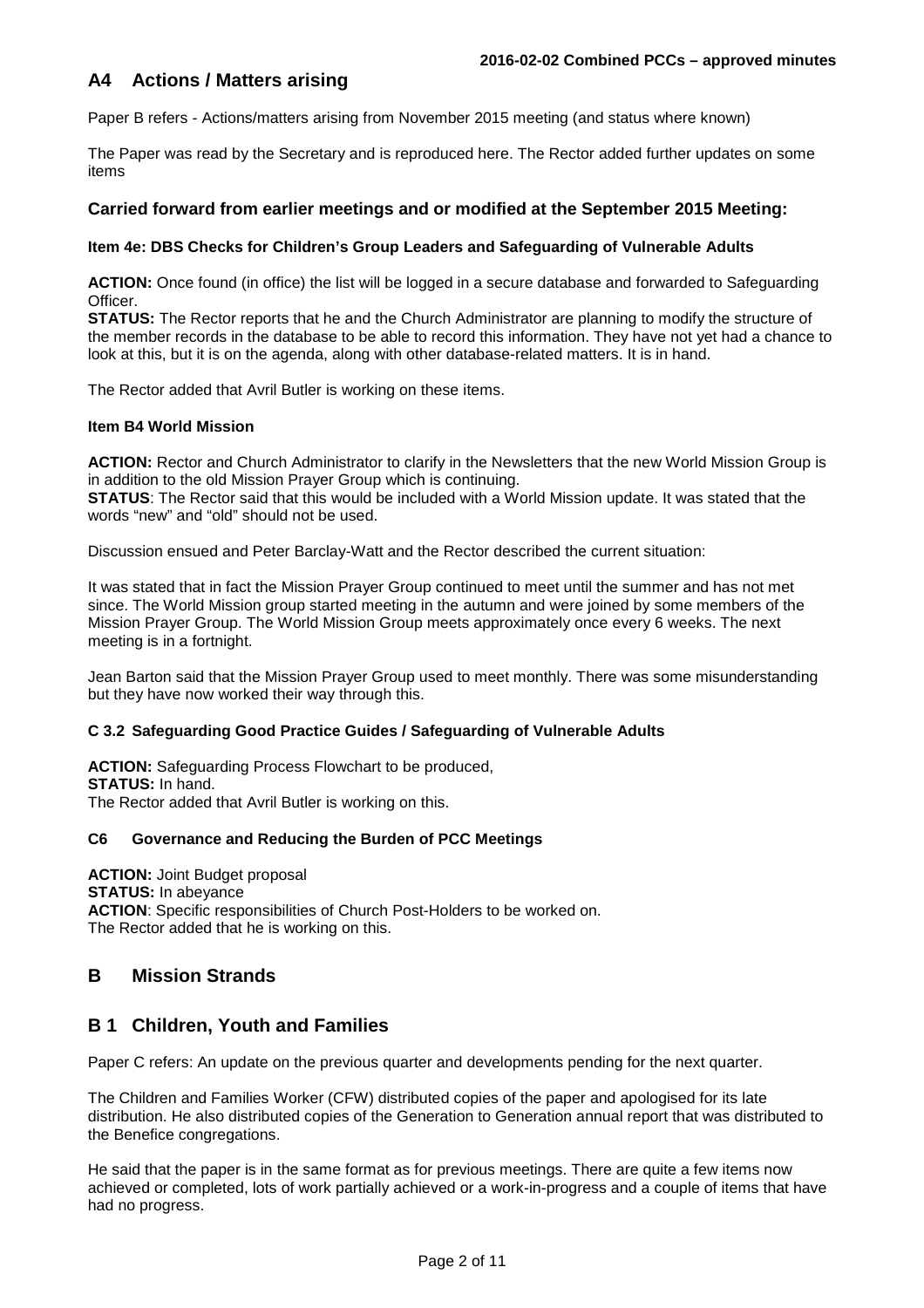## A4 Actions / Matters arising

Paper B refers - Actions/matters arising from November 2015 meeting (and status where known)

The Paper was read by the Secretary and is reproduced here. The Rector added further updates on some items

### Carried forward from earlier meetings and or modified at the September 2015 Meeting:

#### Item 4e: DBS Checks for Children's Group Leaders and Safeguarding of Vulnerable Adults

**ACTION:** Once found (in office) the list will be logged in a secure database and forwarded to Safeguarding Officer.
**STATUS:** The Rector reports that he and the Church Administrator are planning to modify the structure of the member records in the database to be able to record this information. They have not yet had a chance to look at this, but it is on the agenda, along with other database-related matters. It is in hand.

The Rector added that Avril Butler is working on these items.

#### Item B4 World Mission

**ACTION:** Rector and Church Administrator to clarify in the Newsletters that the new World Mission Group is in addition to the old Mission Prayer Group which is continuing.
**STATUS**: The Rector said that this would be included with a World Mission update. It was stated that the words "new" and "old" should not be used.

Discussion ensued and Peter Barclay-Watt and the Rector described the current situation:

It was stated that in fact the Mission Prayer Group continued to meet until the summer and has not met since. The World Mission group started meeting in the autumn and were joined by some members of the Mission Prayer Group. The World Mission Group meets approximately once every 6 weeks. The next meeting is in a fortnight.

Jean Barton said that the Mission Prayer Group used to meet monthly. There was some misunderstanding but they have now worked their way through this.

#### C 3.2 Safeguarding Good Practice Guides / Safeguarding of Vulnerable Adults

**ACTION:** Safeguarding Process Flowchart to be produced,
**STATUS:** In hand.
The Rector added that Avril Butler is working on this.

#### C6 Governance and Reducing the Burden of PCC Meetings

**ACTION:** Joint Budget proposal
**STATUS:** In abeyance
**ACTION**: Specific responsibilities of Church Post-Holders to be worked on.
The Rector added that he is working on this.

## B Mission Strands

## B 1 Children, Youth and Families

Paper C refers: An update on the previous quarter and developments pending for the next quarter.

The Children and Families Worker (CFW) distributed copies of the paper and apologised for its late distribution. He also distributed copies of the Generation to Generation annual report that was distributed to the Benefice congregations.

He said that the paper is in the same format as for previous meetings. There are quite a few items now achieved or completed, lots of work partially achieved or a work-in-progress and a couple of items that have had no progress.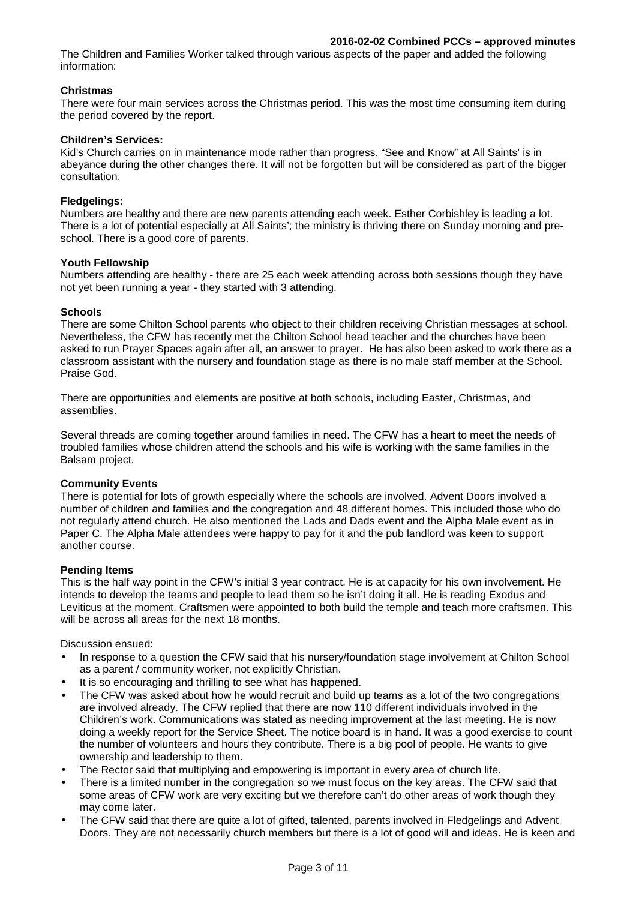The Children and Families Worker talked through various aspects of the paper and added the following information:

**Christmas**

There were four main services across the Christmas period. This was the most time consuming item during the period covered by the report.

**Children's Services:**

Kid's Church carries on in maintenance mode rather than progress. "See and Know" at All Saints' is in abeyance during the other changes there. It will not be forgotten but will be considered as part of the bigger consultation.

**Fledgelings:**

Numbers are healthy and there are new parents attending each week. Esther Corbishley is leading a lot. There is a lot of potential especially at All Saints'; the ministry is thriving there on Sunday morning and pre-school. There is a good core of parents.

**Youth Fellowship**

Numbers attending are healthy - there are 25 each week attending across both sessions though they have not yet been running a year - they started with 3 attending.

**Schools**

There are some Chilton School parents who object to their children receiving Christian messages at school. Nevertheless, the CFW has recently met the Chilton School head teacher and the churches have been asked to run Prayer Spaces again after all, an answer to prayer. He has also been asked to work there as a classroom assistant with the nursery and foundation stage as there is no male staff member at the School. Praise God.

There are opportunities and elements are positive at both schools, including Easter, Christmas, and assemblies.

Several threads are coming together around families in need. The CFW has a heart to meet the needs of troubled families whose children attend the schools and his wife is working with the same families in the Balsam project.

**Community Events**

There is potential for lots of growth especially where the schools are involved. Advent Doors involved a number of children and families and the congregation and 48 different homes. This included those who do not regularly attend church. He also mentioned the Lads and Dads event and the Alpha Male event as in Paper C. The Alpha Male attendees were happy to pay for it and the pub landlord was keen to support another course.

**Pending Items**

This is the half way point in the CFW's initial 3 year contract. He is at capacity for his own involvement. He intends to develop the teams and people to lead them so he isn't doing it all. He is reading Exodus and Leviticus at the moment. Craftsmen were appointed to both build the temple and teach more craftsmen. This will be across all areas for the next 18 months.

Discussion ensued:

- In response to a question the CFW said that his nursery/foundation stage involvement at Chilton School as a parent / community worker, not explicitly Christian.
- It is so encouraging and thrilling to see what has happened.
- The CFW was asked about how he would recruit and build up teams as a lot of the two congregations are involved already. The CFW replied that there are now 110 different individuals involved in the Children's work. Communications was stated as needing improvement at the last meeting. He is now doing a weekly report for the Service Sheet. The notice board is in hand. It was a good exercise to count the number of volunteers and hours they contribute. There is a big pool of people. He wants to give ownership and leadership to them.
- The Rector said that multiplying and empowering is important in every area of church life.
- There is a limited number in the congregation so we must focus on the key areas. The CFW said that some areas of CFW work are very exciting but we therefore can't do other areas of work though they may come later.
- The CFW said that there are quite a lot of gifted, talented, parents involved in Fledgelings and Advent Doors. They are not necessarily church members but there is a lot of good will and ideas. He is keen and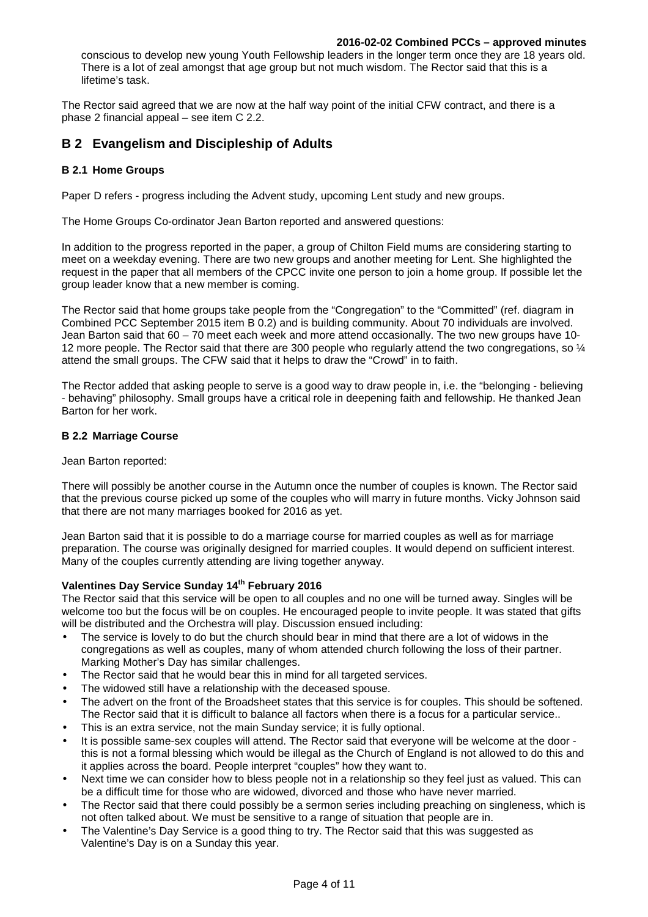conscious to develop new young Youth Fellowship leaders in the longer term once they are 18 years old. There is a lot of zeal amongst that age group but not much wisdom. The Rector said that this is a lifetime's task.

The Rector said agreed that we are now at the half way point of the initial CFW contract, and there is a phase 2 financial appeal – see item C 2.2.

## B 2 Evangelism and Discipleship of Adults

### B 2.1 Home Groups

Paper D refers - progress including the Advent study, upcoming Lent study and new groups.

The Home Groups Co-ordinator Jean Barton reported and answered questions:

In addition to the progress reported in the paper, a group of Chilton Field mums are considering starting to meet on a weekday evening. There are two new groups and another meeting for Lent. She highlighted the request in the paper that all members of the CPCC invite one person to join a home group. If possible let the group leader know that a new member is coming.

The Rector said that home groups take people from the "Congregation" to the "Committed" (ref. diagram in Combined PCC September 2015 item B 0.2) and is building community. About 70 individuals are involved. Jean Barton said that 60 – 70 meet each week and more attend occasionally. The two new groups have 10-12 more people. The Rector said that there are 300 people who regularly attend the two congregations, so ¼ attend the small groups. The CFW said that it helps to draw the "Crowd" in to faith.

The Rector added that asking people to serve is a good way to draw people in, i.e. the "belonging - believing - behaving" philosophy. Small groups have a critical role in deepening faith and fellowship. He thanked Jean Barton for her work.

### B 2.2 Marriage Course

Jean Barton reported:

There will possibly be another course in the Autumn once the number of couples is known. The Rector said that the previous course picked up some of the couples who will marry in future months. Vicky Johnson said that there are not many marriages booked for 2016 as yet.

Jean Barton said that it is possible to do a marriage course for married couples as well as for marriage preparation. The course was originally designed for married couples. It would depend on sufficient interest. Many of the couples currently attending are living together anyway.

**Valentines Day Service Sunday 14th February 2016**

The Rector said that this service will be open to all couples and no one will be turned away. Singles will be welcome too but the focus will be on couples. He encouraged people to invite people. It was stated that gifts will be distributed and the Orchestra will play. Discussion ensued including:

- The service is lovely to do but the church should bear in mind that there are a lot of widows in the congregations as well as couples, many of whom attended church following the loss of their partner. Marking Mother's Day has similar challenges.
- The Rector said that he would bear this in mind for all targeted services.
- The widowed still have a relationship with the deceased spouse.
- The advert on the front of the Broadsheet states that this service is for couples. This should be softened. The Rector said that it is difficult to balance all factors when there is a focus for a particular service..
- This is an extra service, not the main Sunday service; it is fully optional.
- It is possible same-sex couples will attend. The Rector said that everyone will be welcome at the door - this is not a formal blessing which would be illegal as the Church of England is not allowed to do this and it applies across the board. People interpret "couples" how they want to.
- Next time we can consider how to bless people not in a relationship so they feel just as valued. This can be a difficult time for those who are widowed, divorced and those who have never married.
- The Rector said that there could possibly be a sermon series including preaching on singleness, which is not often talked about. We must be sensitive to a range of situation that people are in.
- The Valentine's Day Service is a good thing to try. The Rector said that this was suggested as Valentine's Day is on a Sunday this year.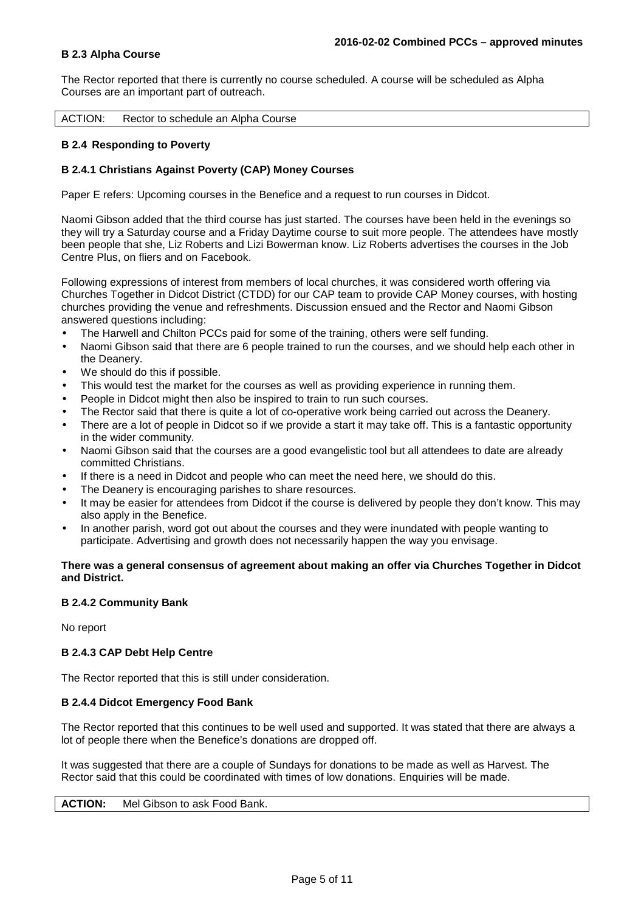**B 2.3 Alpha Course**

The Rector reported that there is currently no course scheduled. A course will be scheduled as Alpha Courses are an important part of outreach.

| ACTION: | Rector to schedule an Alpha Course |
|---|---|

**B 2.4 Responding to Poverty**

**B 2.4.1 Christians Against Poverty (CAP) Money Courses**

Paper E refers: Upcoming courses in the Benefice and a request to run courses in Didcot.

Naomi Gibson added that the third course has just started. The courses have been held in the evenings so they will try a Saturday course and a Friday Daytime course to suit more people. The attendees have mostly been people that she, Liz Roberts and Lizi Bowerman know. Liz Roberts advertises the courses in the Job Centre Plus, on fliers and on Facebook.

Following expressions of interest from members of local churches, it was considered worth offering via Churches Together in Didcot District (CTDD) for our CAP team to provide CAP Money courses, with hosting churches providing the venue and refreshments. Discussion ensued and the Rector and Naomi Gibson answered questions including:

- The Harwell and Chilton PCCs paid for some of the training, others were self funding.
- Naomi Gibson said that there are 6 people trained to run the courses, and we should help each other in the Deanery.
- We should do this if possible.
- This would test the market for the courses as well as providing experience in running them.
- People in Didcot might then also be inspired to train to run such courses.
- The Rector said that there is quite a lot of co-operative work being carried out across the Deanery.
- There are a lot of people in Didcot so if we provide a start it may take off. This is a fantastic opportunity in the wider community.
- Naomi Gibson said that the courses are a good evangelistic tool but all attendees to date are already committed Christians.
- If there is a need in Didcot and people who can meet the need here, we should do this.
- The Deanery is encouraging parishes to share resources.
- It may be easier for attendees from Didcot if the course is delivered by people they don't know. This may also apply in the Benefice.
- In another parish, word got out about the courses and they were inundated with people wanting to participate. Advertising and growth does not necessarily happen the way you envisage.

**There was a general consensus of agreement about making an offer via Churches Together in Didcot and District.**

**B 2.4.2 Community Bank**

No report

**B 2.4.3 CAP Debt Help Centre**

The Rector reported that this is still under consideration.

**B 2.4.4 Didcot Emergency Food Bank**

The Rector reported that this continues to be well used and supported. It was stated that there are always a lot of people there when the Benefice's donations are dropped off.

It was suggested that there are a couple of Sundays for donations to be made as well as Harvest. The Rector said that this could be coordinated with times of low donations. Enquiries will be made.

| **ACTION:** | Mel Gibson to ask Food Bank. |
|---|---|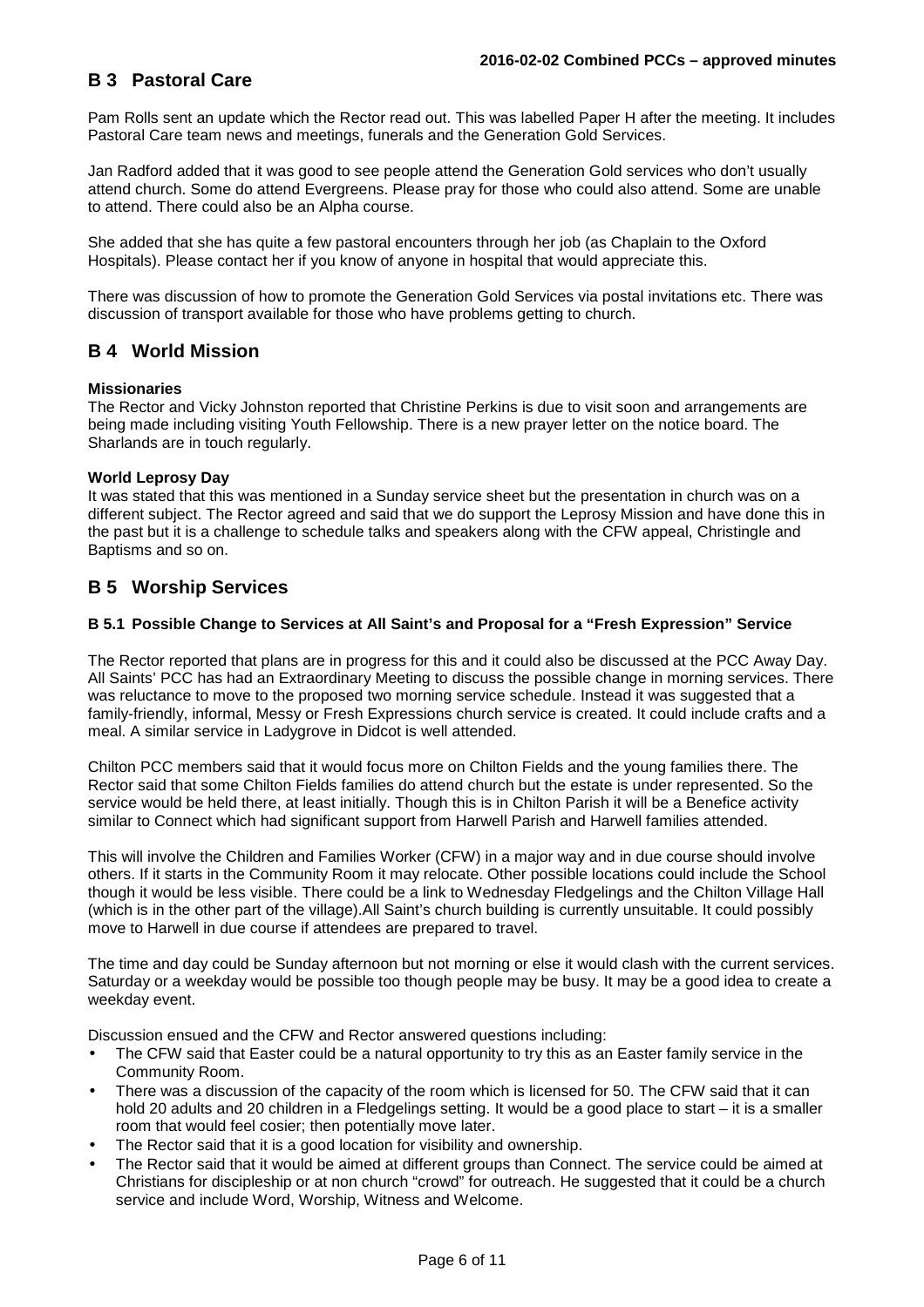## B 3 Pastoral Care

Pam Rolls sent an update which the Rector read out. This was labelled Paper H after the meeting. It includes Pastoral Care team news and meetings, funerals and the Generation Gold Services.

Jan Radford added that it was good to see people attend the Generation Gold services who don't usually attend church. Some do attend Evergreens. Please pray for those who could also attend. Some are unable to attend. There could also be an Alpha course.

She added that she has quite a few pastoral encounters through her job (as Chaplain to the Oxford Hospitals). Please contact her if you know of anyone in hospital that would appreciate this.

There was discussion of how to promote the Generation Gold Services via postal invitations etc. There was discussion of transport available for those who have problems getting to church.

## B 4 World Mission

**Missionaries**
The Rector and Vicky Johnston reported that Christine Perkins is due to visit soon and arrangements are being made including visiting Youth Fellowship. There is a new prayer letter on the notice board. The Sharlands are in touch regularly.

**World Leprosy Day**
It was stated that this was mentioned in a Sunday service sheet but the presentation in church was on a different subject. The Rector agreed and said that we do support the Leprosy Mission and have done this in the past but it is a challenge to schedule talks and speakers along with the CFW appeal, Christingle and Baptisms and so on.

## B 5 Worship Services

### B 5.1 Possible Change to Services at All Saint's and Proposal for a "Fresh Expression" Service

The Rector reported that plans are in progress for this and it could also be discussed at the PCC Away Day. All Saints' PCC has had an Extraordinary Meeting to discuss the possible change in morning services. There was reluctance to move to the proposed two morning service schedule. Instead it was suggested that a family-friendly, informal, Messy or Fresh Expressions church service is created. It could include crafts and a meal. A similar service in Ladygrove in Didcot is well attended.

Chilton PCC members said that it would focus more on Chilton Fields and the young families there. The Rector said that some Chilton Fields families do attend church but the estate is under represented. So the service would be held there, at least initially. Though this is in Chilton Parish it will be a Benefice activity similar to Connect which had significant support from Harwell Parish and Harwell families attended.

This will involve the Children and Families Worker (CFW) in a major way and in due course should involve others. If it starts in the Community Room it may relocate. Other possible locations could include the School though it would be less visible. There could be a link to Wednesday Fledgelings and the Chilton Village Hall (which is in the other part of the village).All Saint's church building is currently unsuitable. It could possibly move to Harwell in due course if attendees are prepared to travel.

The time and day could be Sunday afternoon but not morning or else it would clash with the current services. Saturday or a weekday would be possible too though people may be busy. It may be a good idea to create a weekday event.

Discussion ensued and the CFW and Rector answered questions including:

- The CFW said that Easter could be a natural opportunity to try this as an Easter family service in the Community Room.
- There was a discussion of the capacity of the room which is licensed for 50. The CFW said that it can hold 20 adults and 20 children in a Fledgelings setting. It would be a good place to start – it is a smaller room that would feel cosier; then potentially move later.
- The Rector said that it is a good location for visibility and ownership.
- The Rector said that it would be aimed at different groups than Connect. The service could be aimed at Christians for discipleship or at non church "crowd" for outreach. He suggested that it could be a church service and include Word, Worship, Witness and Welcome.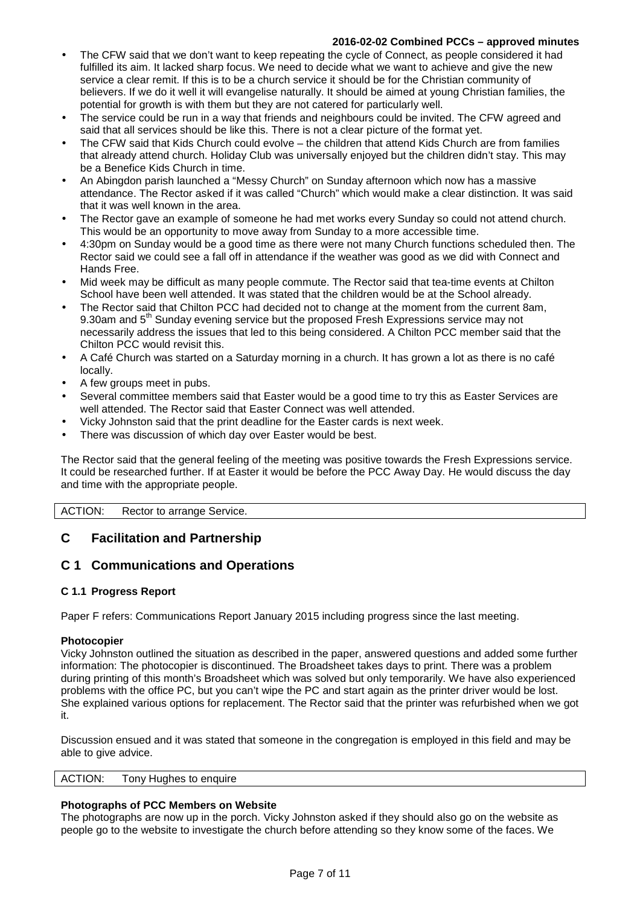- The CFW said that we don't want to keep repeating the cycle of Connect, as people considered it had fulfilled its aim. It lacked sharp focus. We need to decide what we want to achieve and give the new service a clear remit. If this is to be a church service it should be for the Christian community of believers. If we do it well it will evangelise naturally. It should be aimed at young Christian families, the potential for growth is with them but they are not catered for particularly well.
- The service could be run in a way that friends and neighbours could be invited. The CFW agreed and said that all services should be like this. There is not a clear picture of the format yet.
- The CFW said that Kids Church could evolve – the children that attend Kids Church are from families that already attend church. Holiday Club was universally enjoyed but the children didn't stay. This may be a Benefice Kids Church in time.
- An Abingdon parish launched a "Messy Church" on Sunday afternoon which now has a massive attendance. The Rector asked if it was called "Church" which would make a clear distinction. It was said that it was well known in the area.
- The Rector gave an example of someone he had met works every Sunday so could not attend church. This would be an opportunity to move away from Sunday to a more accessible time.
- 4:30pm on Sunday would be a good time as there were not many Church functions scheduled then. The Rector said we could see a fall off in attendance if the weather was good as we did with Connect and Hands Free.
- Mid week may be difficult as many people commute. The Rector said that tea-time events at Chilton School have been well attended. It was stated that the children would be at the School already.
- The Rector said that Chilton PCC had decided not to change at the moment from the current 8am, 9.30am and 5th Sunday evening service but the proposed Fresh Expressions service may not necessarily address the issues that led to this being considered. A Chilton PCC member said that the Chilton PCC would revisit this.
- A Café Church was started on a Saturday morning in a church. It has grown a lot as there is no café locally.
- A few groups meet in pubs.
- Several committee members said that Easter would be a good time to try this as Easter Services are well attended. The Rector said that Easter Connect was well attended.
- Vicky Johnston said that the print deadline for the Easter cards is next week.
- There was discussion of which day over Easter would be best.

The Rector said that the general feeling of the meeting was positive towards the Fresh Expressions service. It could be researched further. If at Easter it would be before the PCC Away Day. He would discuss the day and time with the appropriate people.

| ACTION: | Rector to arrange Service. |
|---|---|

## C Facilitation and Partnership

## C 1 Communications and Operations

### C 1.1 Progress Report

Paper F refers: Communications Report January 2015 including progress since the last meeting.

**Photocopier**

Vicky Johnston outlined the situation as described in the paper, answered questions and added some further information: The photocopier is discontinued. The Broadsheet takes days to print. There was a problem during printing of this month's Broadsheet which was solved but only temporarily. We have also experienced problems with the office PC, but you can't wipe the PC and start again as the printer driver would be lost. She explained various options for replacement. The Rector said that the printer was refurbished when we got it.

Discussion ensued and it was stated that someone in the congregation is employed in this field and may be able to give advice.

| ACTION: | Tony Hughes to enquire |
|---|---|

**Photographs of PCC Members on Website**

The photographs are now up in the porch. Vicky Johnston asked if they should also go on the website as people go to the website to investigate the church before attending so they know some of the faces. We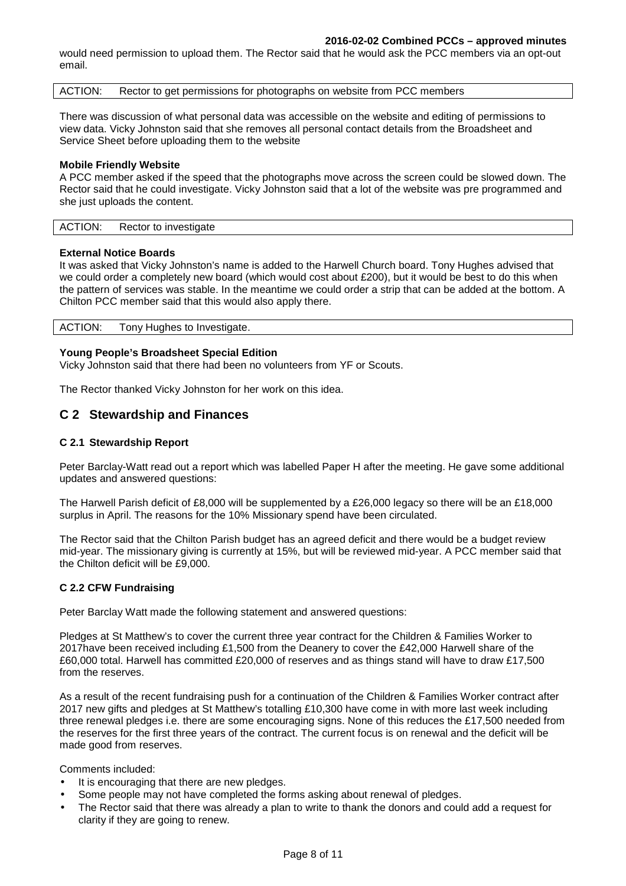would need permission to upload them. The Rector said that he would ask the PCC members via an opt-out email.

| ACTION: | Rector to get permissions for photographs on website from PCC members |
|---|---|

There was discussion of what personal data was accessible on the website and editing of permissions to view data. Vicky Johnston said that she removes all personal contact details from the Broadsheet and Service Sheet before uploading them to the website

**Mobile Friendly Website**

A PCC member asked if the speed that the photographs move across the screen could be slowed down. The Rector said that he could investigate. Vicky Johnston said that a lot of the website was pre programmed and she just uploads the content.

| ACTION: | Rector to investigate |
|---|---|

**External Notice Boards**

It was asked that Vicky Johnston's name is added to the Harwell Church board. Tony Hughes advised that we could order a completely new board (which would cost about £200), but it would be best to do this when the pattern of services was stable. In the meantime we could order a strip that can be added at the bottom. A Chilton PCC member said that this would also apply there.

| ACTION: | Tony Hughes to Investigate. |
|---|---|

**Young People's Broadsheet Special Edition**

Vicky Johnston said that there had been no volunteers from YF or Scouts.

The Rector thanked Vicky Johnston for her work on this idea.

## C 2 Stewardship and Finances

### C 2.1 Stewardship Report

Peter Barclay-Watt read out a report which was labelled Paper H after the meeting. He gave some additional updates and answered questions:

The Harwell Parish deficit of £8,000 will be supplemented by a £26,000 legacy so there will be an £18,000 surplus in April. The reasons for the 10% Missionary spend have been circulated.

The Rector said that the Chilton Parish budget has an agreed deficit and there would be a budget review mid-year. The missionary giving is currently at 15%, but will be reviewed mid-year. A PCC member said that the Chilton deficit will be £9,000.

### C 2.2 CFW Fundraising

Peter Barclay Watt made the following statement and answered questions:

Pledges at St Matthew's to cover the current three year contract for the Children & Families Worker to 2017have been received including £1,500 from the Deanery to cover the £42,000 Harwell share of the £60,000 total. Harwell has committed £20,000 of reserves and as things stand will have to draw £17,500 from the reserves.

As a result of the recent fundraising push for a continuation of the Children & Families Worker contract after 2017 new gifts and pledges at St Matthew's totalling £10,300 have come in with more last week including three renewal pledges i.e. there are some encouraging signs. None of this reduces the £17,500 needed from the reserves for the first three years of the contract. The current focus is on renewal and the deficit will be made good from reserves.

Comments included:

- It is encouraging that there are new pledges.
- Some people may not have completed the forms asking about renewal of pledges.
- The Rector said that there was already a plan to write to thank the donors and could add a request for clarity if they are going to renew.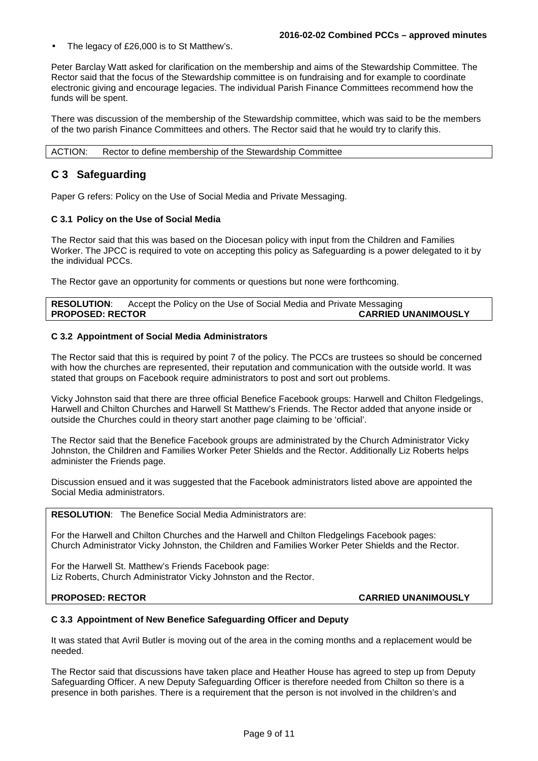- The legacy of £26,000 is to St Matthew's.

Peter Barclay Watt asked for clarification on the membership and aims of the Stewardship Committee. The Rector said that the focus of the Stewardship committee is on fundraising and for example to coordinate electronic giving and encourage legacies. The individual Parish Finance Committees recommend how the funds will be spent.

There was discussion of the membership of the Stewardship committee, which was said to be the members of the two parish Finance Committees and others. The Rector said that he would try to clarify this.

ACTION: Rector to define membership of the Stewardship Committee

## C 3 Safeguarding

Paper G refers: Policy on the Use of Social Media and Private Messaging.

### C 3.1 Policy on the Use of Social Media

The Rector said that this was based on the Diocesan policy with input from the Children and Families Worker. The JPCC is required to vote on accepting this policy as Safeguarding is a power delegated to it by the individual PCCs.

The Rector gave an opportunity for comments or questions but none were forthcoming.

**RESOLUTION**: Accept the Policy on the Use of Social Media and Private Messaging
**PROPOSED: RECTOR** **CARRIED UNANIMOUSLY**

### C 3.2 Appointment of Social Media Administrators

The Rector said that this is required by point 7 of the policy. The PCCs are trustees so should be concerned with how the churches are represented, their reputation and communication with the outside world. It was stated that groups on Facebook require administrators to post and sort out problems.

Vicky Johnston said that there are three official Benefice Facebook groups: Harwell and Chilton Fledgelings, Harwell and Chilton Churches and Harwell St Matthew's Friends. The Rector added that anyone inside or outside the Churches could in theory start another page claiming to be 'official'.

The Rector said that the Benefice Facebook groups are administrated by the Church Administrator Vicky Johnston, the Children and Families Worker Peter Shields and the Rector. Additionally Liz Roberts helps administer the Friends page.

Discussion ensued and it was suggested that the Facebook administrators listed above are appointed the Social Media administrators.

**RESOLUTION**: The Benefice Social Media Administrators are:

For the Harwell and Chilton Churches and the Harwell and Chilton Fledgelings Facebook pages:
Church Administrator Vicky Johnston, the Children and Families Worker Peter Shields and the Rector.

For the Harwell St. Matthew's Friends Facebook page:
Liz Roberts, Church Administrator Vicky Johnston and the Rector.

**PROPOSED: RECTOR** **CARRIED UNANIMOUSLY**

### C 3.3 Appointment of New Benefice Safeguarding Officer and Deputy

It was stated that Avril Butler is moving out of the area in the coming months and a replacement would be needed.

The Rector said that discussions have taken place and Heather House has agreed to step up from Deputy Safeguarding Officer. A new Deputy Safeguarding Officer is therefore needed from Chilton so there is a presence in both parishes. There is a requirement that the person is not involved in the children's and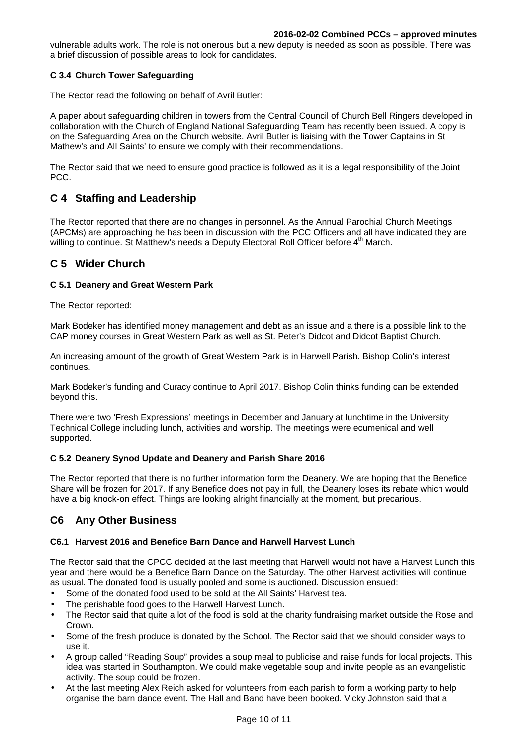vulnerable adults work. The role is not onerous but a new deputy is needed as soon as possible. There was a brief discussion of possible areas to look for candidates.

### C 3.4 Church Tower Safeguarding

The Rector read the following on behalf of Avril Butler:

A paper about safeguarding children in towers from the Central Council of Church Bell Ringers developed in collaboration with the Church of England National Safeguarding Team has recently been issued. A copy is on the Safeguarding Area on the Church website. Avril Butler is liaising with the Tower Captains in St Mathew's and All Saints' to ensure we comply with their recommendations.

The Rector said that we need to ensure good practice is followed as it is a legal responsibility of the Joint PCC.

## C 4 Staffing and Leadership

The Rector reported that there are no changes in personnel. As the Annual Parochial Church Meetings (APCMs) are approaching he has been in discussion with the PCC Officers and all have indicated they are willing to continue. St Matthew's needs a Deputy Electoral Roll Officer before 4th March.

## C 5 Wider Church

### C 5.1 Deanery and Great Western Park

The Rector reported:

Mark Bodeker has identified money management and debt as an issue and a there is a possible link to the CAP money courses in Great Western Park as well as St. Peter's Didcot and Didcot Baptist Church.

An increasing amount of the growth of Great Western Park is in Harwell Parish. Bishop Colin's interest continues.

Mark Bodeker's funding and Curacy continue to April 2017. Bishop Colin thinks funding can be extended beyond this.

There were two 'Fresh Expressions' meetings in December and January at lunchtime in the University Technical College including lunch, activities and worship. The meetings were ecumenical and well supported.

### C 5.2 Deanery Synod Update and Deanery and Parish Share 2016

The Rector reported that there is no further information form the Deanery. We are hoping that the Benefice Share will be frozen for 2017. If any Benefice does not pay in full, the Deanery loses its rebate which would have a big knock-on effect. Things are looking alright financially at the moment, but precarious.

## C6 Any Other Business

### C6.1 Harvest 2016 and Benefice Barn Dance and Harwell Harvest Lunch

The Rector said that the CPCC decided at the last meeting that Harwell would not have a Harvest Lunch this year and there would be a Benefice Barn Dance on the Saturday. The other Harvest activities will continue as usual. The donated food is usually pooled and some is auctioned. Discussion ensued:

- Some of the donated food used to be sold at the All Saints' Harvest tea.
- The perishable food goes to the Harwell Harvest Lunch.
- The Rector said that quite a lot of the food is sold at the charity fundraising market outside the Rose and Crown.
- Some of the fresh produce is donated by the School. The Rector said that we should consider ways to use it.
- A group called "Reading Soup" provides a soup meal to publicise and raise funds for local projects. This idea was started in Southampton. We could make vegetable soup and invite people as an evangelistic activity. The soup could be frozen.
- At the last meeting Alex Reich asked for volunteers from each parish to form a working party to help organise the barn dance event. The Hall and Band have been booked. Vicky Johnston said that a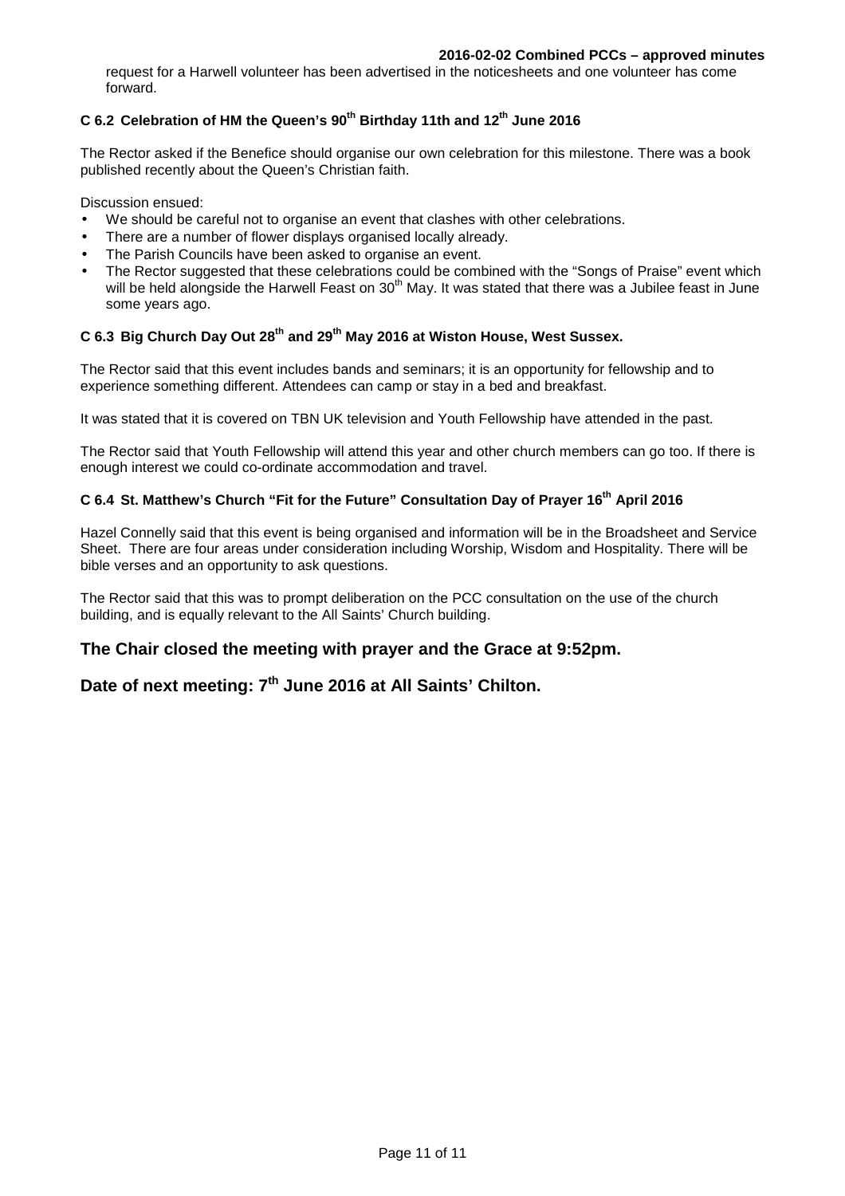request for a Harwell volunteer has been advertised in the noticesheets and one volunteer has come forward.

### C 6.2 Celebration of HM the Queen's 90th Birthday 11th and 12th June 2016

The Rector asked if the Benefice should organise our own celebration for this milestone. There was a book published recently about the Queen's Christian faith.

Discussion ensued:

- We should be careful not to organise an event that clashes with other celebrations.
- There are a number of flower displays organised locally already.
- The Parish Councils have been asked to organise an event.
- The Rector suggested that these celebrations could be combined with the "Songs of Praise" event which will be held alongside the Harwell Feast on 30th May. It was stated that there was a Jubilee feast in June some years ago.

### C 6.3 Big Church Day Out 28th and 29th May 2016 at Wiston House, West Sussex.

The Rector said that this event includes bands and seminars; it is an opportunity for fellowship and to experience something different. Attendees can camp or stay in a bed and breakfast.

It was stated that it is covered on TBN UK television and Youth Fellowship have attended in the past.

The Rector said that Youth Fellowship will attend this year and other church members can go too. If there is enough interest we could co-ordinate accommodation and travel.

### C 6.4 St. Matthew's Church "Fit for the Future" Consultation Day of Prayer 16th April 2016

Hazel Connelly said that this event is being organised and information will be in the Broadsheet and Service Sheet. There are four areas under consideration including Worship, Wisdom and Hospitality. There will be bible verses and an opportunity to ask questions.

The Rector said that this was to prompt deliberation on the PCC consultation on the use of the church building, and is equally relevant to the All Saints' Church building.

## The Chair closed the meeting with prayer and the Grace at 9:52pm.

## Date of next meeting: 7th June 2016 at All Saints' Chilton.